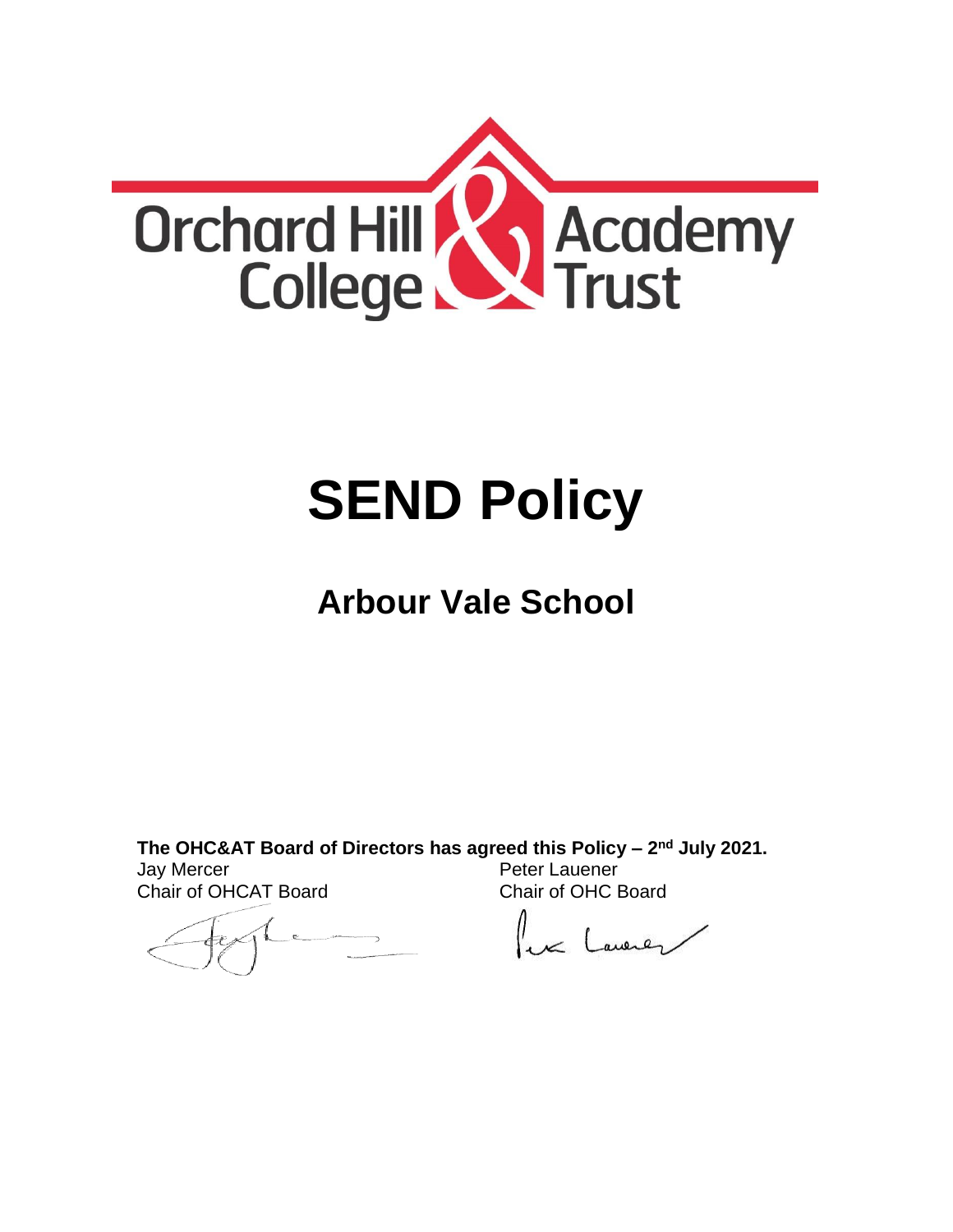Orchard Hill College & Academy Trust

# SEND Policy

## Arbour Vale School

**The OHC&AT Board of Directors has agreed this Policy – 2nd July 2021.**

Jay Mercer
Chair of OHCAT Board

Peter Lauener
Chair of OHC Board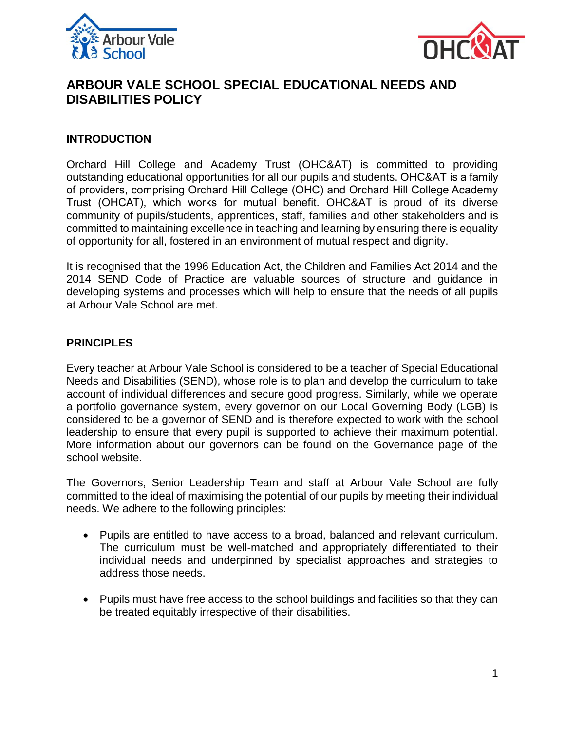# ARBOUR VALE SCHOOL SPECIAL EDUCATIONAL NEEDS AND DISABILITIES POLICY

## INTRODUCTION

Orchard Hill College and Academy Trust (OHC&AT) is committed to providing outstanding educational opportunities for all our pupils and students. OHC&AT is a family of providers, comprising Orchard Hill College (OHC) and Orchard Hill College Academy Trust (OHCAT), which works for mutual benefit. OHC&AT is proud of its diverse community of pupils/students, apprentices, staff, families and other stakeholders and is committed to maintaining excellence in teaching and learning by ensuring there is equality of opportunity for all, fostered in an environment of mutual respect and dignity.

It is recognised that the 1996 Education Act, the Children and Families Act 2014 and the 2014 SEND Code of Practice are valuable sources of structure and guidance in developing systems and processes which will help to ensure that the needs of all pupils at Arbour Vale School are met.

## PRINCIPLES

Every teacher at Arbour Vale School is considered to be a teacher of Special Educational Needs and Disabilities (SEND), whose role is to plan and develop the curriculum to take account of individual differences and secure good progress. Similarly, while we operate a portfolio governance system, every governor on our Local Governing Body (LGB) is considered to be a governor of SEND and is therefore expected to work with the school leadership to ensure that every pupil is supported to achieve their maximum potential. More information about our governors can be found on the Governance page of the school website.

The Governors, Senior Leadership Team and staff at Arbour Vale School are fully committed to the ideal of maximising the potential of our pupils by meeting their individual needs. We adhere to the following principles:

- Pupils are entitled to have access to a broad, balanced and relevant curriculum. The curriculum must be well-matched and appropriately differentiated to their individual needs and underpinned by specialist approaches and strategies to address those needs.
- Pupils must have free access to the school buildings and facilities so that they can be treated equitably irrespective of their disabilities.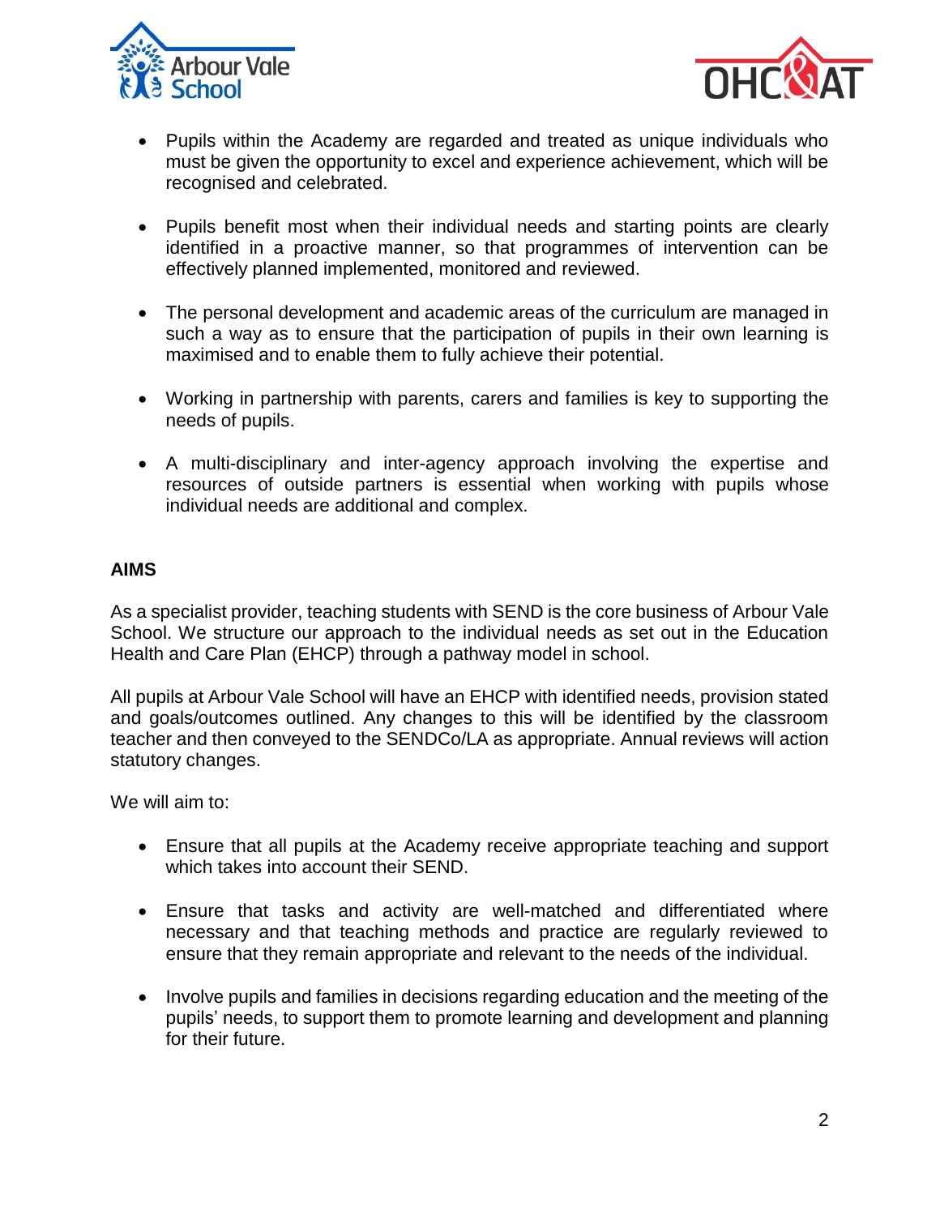- Pupils within the Academy are regarded and treated as unique individuals who must be given the opportunity to excel and experience achievement, which will be recognised and celebrated.

- Pupils benefit most when their individual needs and starting points are clearly identified in a proactive manner, so that programmes of intervention can be effectively planned implemented, monitored and reviewed.

- The personal development and academic areas of the curriculum are managed in such a way as to ensure that the participation of pupils in their own learning is maximised and to enable them to fully achieve their potential.

- Working in partnership with parents, carers and families is key to supporting the needs of pupils.

- A multi-disciplinary and inter-agency approach involving the expertise and resources of outside partners is essential when working with pupils whose individual needs are additional and complex.

**AIMS**

As a specialist provider, teaching students with SEND is the core business of Arbour Vale School. We structure our approach to the individual needs as set out in the Education Health and Care Plan (EHCP) through a pathway model in school.

All pupils at Arbour Vale School will have an EHCP with identified needs, provision stated and goals/outcomes outlined. Any changes to this will be identified by the classroom teacher and then conveyed to the SENDCo/LA as appropriate. Annual reviews will action statutory changes.

We will aim to:

- Ensure that all pupils at the Academy receive appropriate teaching and support which takes into account their SEND.

- Ensure that tasks and activity are well-matched and differentiated where necessary and that teaching methods and practice are regularly reviewed to ensure that they remain appropriate and relevant to the needs of the individual.

- Involve pupils and families in decisions regarding education and the meeting of the pupils' needs, to support them to promote learning and development and planning for their future.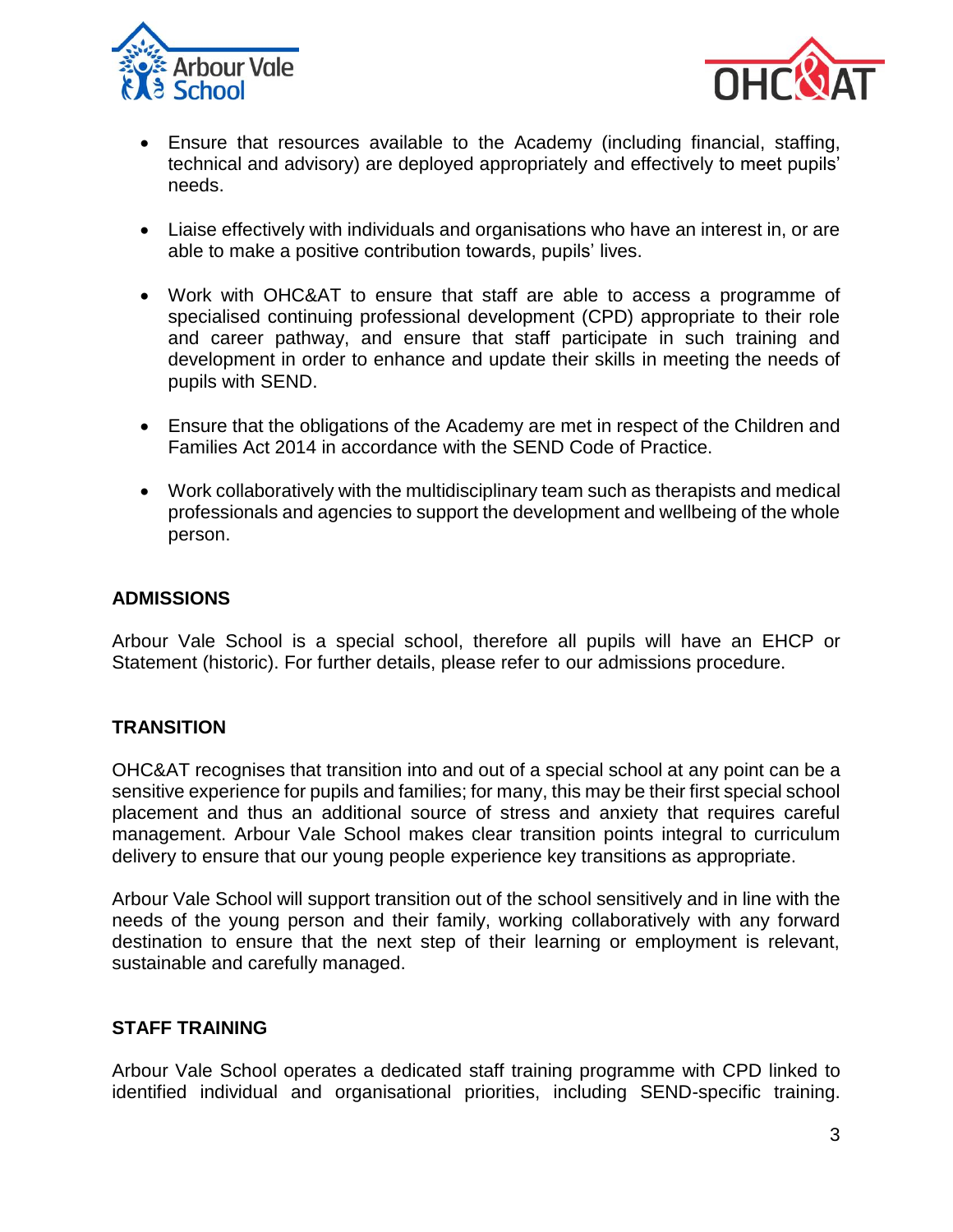- Ensure that resources available to the Academy (including financial, staffing, technical and advisory) are deployed appropriately and effectively to meet pupils' needs.

- Liaise effectively with individuals and organisations who have an interest in, or are able to make a positive contribution towards, pupils' lives.

- Work with OHC&AT to ensure that staff are able to access a programme of specialised continuing professional development (CPD) appropriate to their role and career pathway, and ensure that staff participate in such training and development in order to enhance and update their skills in meeting the needs of pupils with SEND.

- Ensure that the obligations of the Academy are met in respect of the Children and Families Act 2014 in accordance with the SEND Code of Practice.

- Work collaboratively with the multidisciplinary team such as therapists and medical professionals and agencies to support the development and wellbeing of the whole person.

## ADMISSIONS

Arbour Vale School is a special school, therefore all pupils will have an EHCP or Statement (historic). For further details, please refer to our admissions procedure.

## TRANSITION

OHC&AT recognises that transition into and out of a special school at any point can be a sensitive experience for pupils and families; for many, this may be their first special school placement and thus an additional source of stress and anxiety that requires careful management. Arbour Vale School makes clear transition points integral to curriculum delivery to ensure that our young people experience key transitions as appropriate.

Arbour Vale School will support transition out of the school sensitively and in line with the needs of the young person and their family, working collaboratively with any forward destination to ensure that the next step of their learning or employment is relevant, sustainable and carefully managed.

## STAFF TRAINING

Arbour Vale School operates a dedicated staff training programme with CPD linked to identified individual and organisational priorities, including SEND-specific training.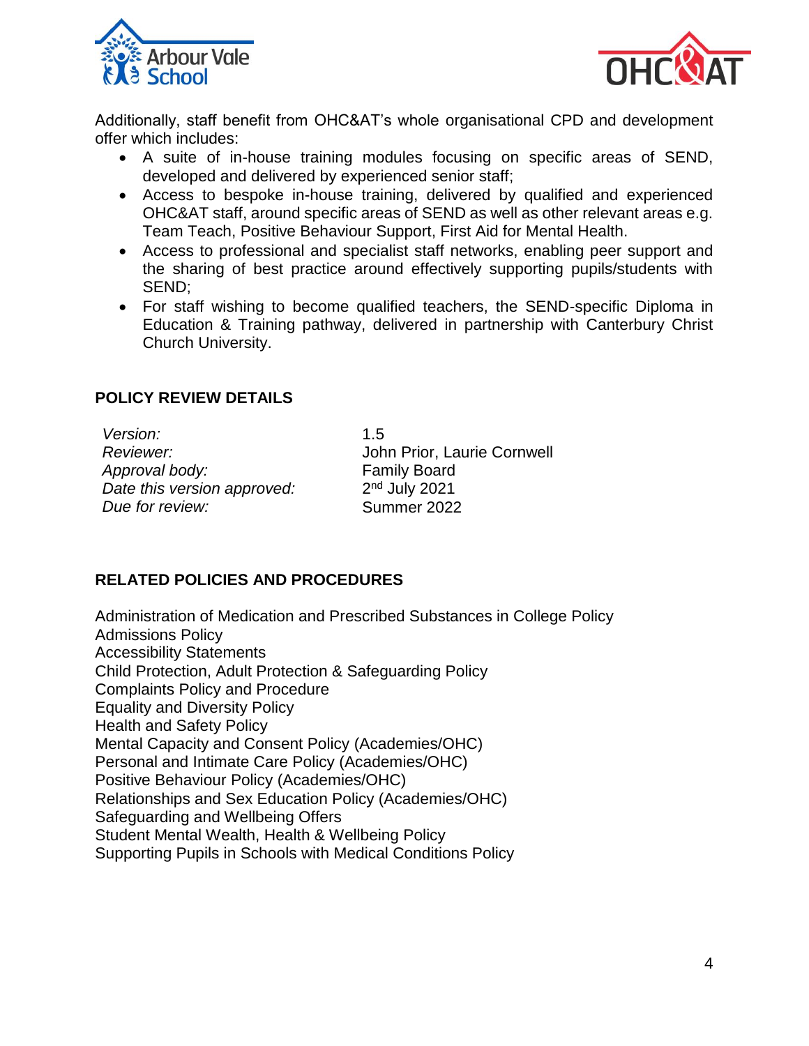Additionally, staff benefit from OHC&AT's whole organisational CPD and development offer which includes:

- A suite of in-house training modules focusing on specific areas of SEND, developed and delivered by experienced senior staff;
- Access to bespoke in-house training, delivered by qualified and experienced OHC&AT staff, around specific areas of SEND as well as other relevant areas e.g. Team Teach, Positive Behaviour Support, First Aid for Mental Health.
- Access to professional and specialist staff networks, enabling peer support and the sharing of best practice around effectively supporting pupils/students with SEND;
- For staff wishing to become qualified teachers, the SEND-specific Diploma in Education & Training pathway, delivered in partnership with Canterbury Christ Church University.

## POLICY REVIEW DETAILS

| | |
|---|---|
| *Version:* | 1.5 |
| *Reviewer:* | John Prior, Laurie Cornwell |
| *Approval body:* | Family Board |
| *Date this version approved:* | 2nd July 2021 |
| *Due for review:* | Summer 2022 |

## RELATED POLICIES AND PROCEDURES

Administration of Medication and Prescribed Substances in College Policy
Admissions Policy
Accessibility Statements
Child Protection, Adult Protection & Safeguarding Policy
Complaints Policy and Procedure
Equality and Diversity Policy
Health and Safety Policy
Mental Capacity and Consent Policy (Academies/OHC)
Personal and Intimate Care Policy (Academies/OHC)
Positive Behaviour Policy (Academies/OHC)
Relationships and Sex Education Policy (Academies/OHC)
Safeguarding and Wellbeing Offers
Student Mental Wealth, Health & Wellbeing Policy
Supporting Pupils in Schools with Medical Conditions Policy